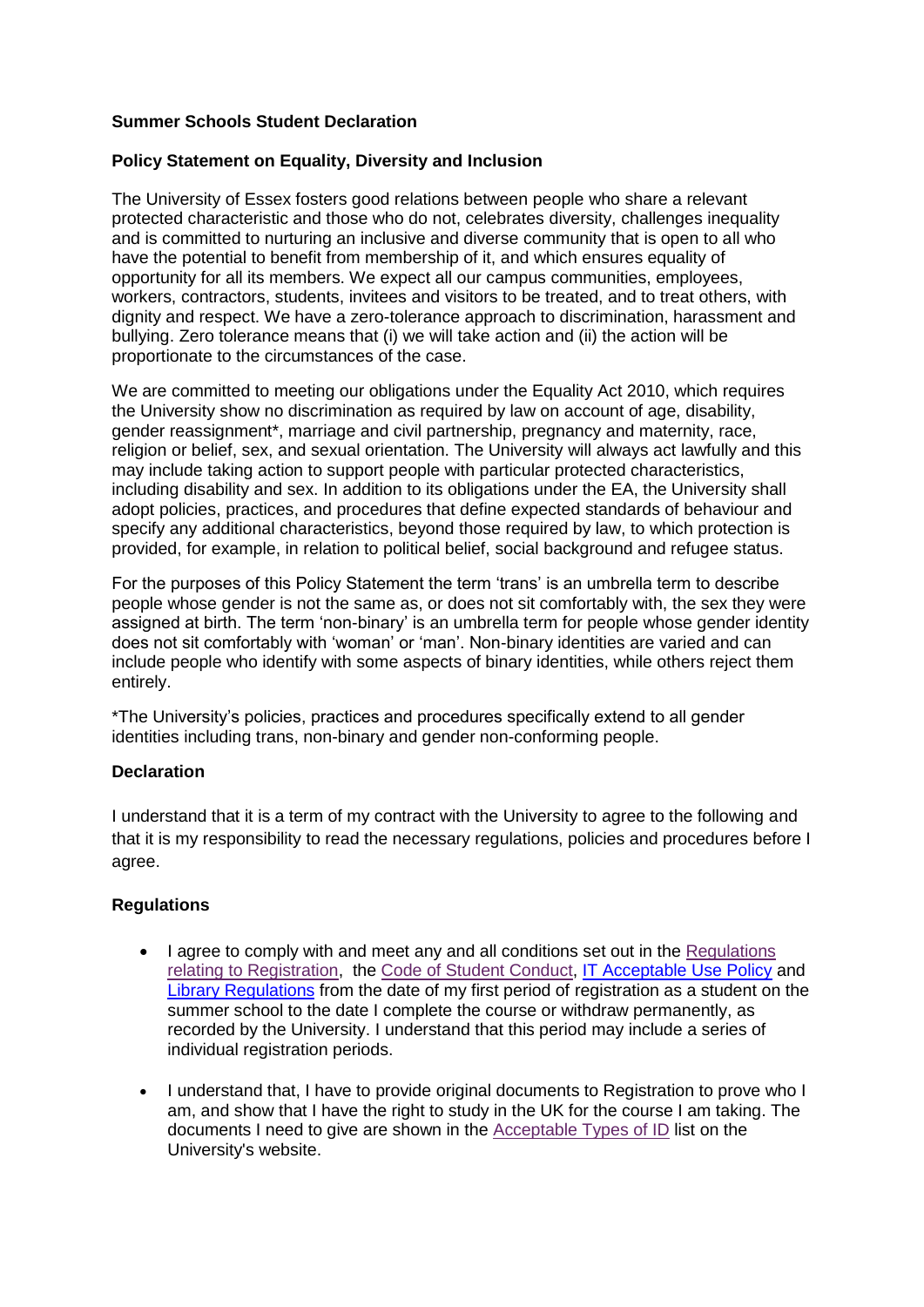**Summer Schools Student Declaration**

**Policy Statement on Equality, Diversity and Inclusion**

The University of Essex fosters good relations between people who share a relevant protected characteristic and those who do not, celebrates diversity, challenges inequality and is committed to nurturing an inclusive and diverse community that is open to all who have the potential to benefit from membership of it, and which ensures equality of opportunity for all its members. We expect all our campus communities, employees, workers, contractors, students, invitees and visitors to be treated, and to treat others, with dignity and respect. We have a zero-tolerance approach to discrimination, harassment and bullying. Zero tolerance means that (i) we will take action and (ii) the action will be proportionate to the circumstances of the case.

We are committed to meeting our obligations under the Equality Act 2010, which requires the University show no discrimination as required by law on account of age, disability, gender reassignment*, marriage and civil partnership, pregnancy and maternity, race, religion or belief, sex, and sexual orientation. The University will always act lawfully and this may include taking action to support people with particular protected characteristics, including disability and sex. In addition to its obligations under the EA, the University shall adopt policies, practices, and procedures that define expected standards of behaviour and specify any additional characteristics, beyond those required by law, to which protection is provided, for example, in relation to political belief, social background and refugee status.

For the purposes of this Policy Statement the term 'trans' is an umbrella term to describe people whose gender is not the same as, or does not sit comfortably with, the sex they were assigned at birth. The term 'non-binary' is an umbrella term for people whose gender identity does not sit comfortably with 'woman' or 'man'. Non-binary identities are varied and can include people who identify with some aspects of binary identities, while others reject them entirely.

*The University's policies, practices and procedures specifically extend to all gender identities including trans, non-binary and gender non-conforming people.

**Declaration**

I understand that it is a term of my contract with the University to agree to the following and that it is my responsibility to read the necessary regulations, policies and procedures before I agree.

**Regulations**

- I agree to comply with and meet any and all conditions set out in the Regulations relating to Registration, the Code of Student Conduct, IT Acceptable Use Policy and Library Regulations from the date of my first period of registration as a student on the summer school to the date I complete the course or withdraw permanently, as recorded by the University. I understand that this period may include a series of individual registration periods.

- I understand that, I have to provide original documents to Registration to prove who I am, and show that I have the right to study in the UK for the course I am taking. The documents I need to give are shown in the Acceptable Types of ID list on the University's website.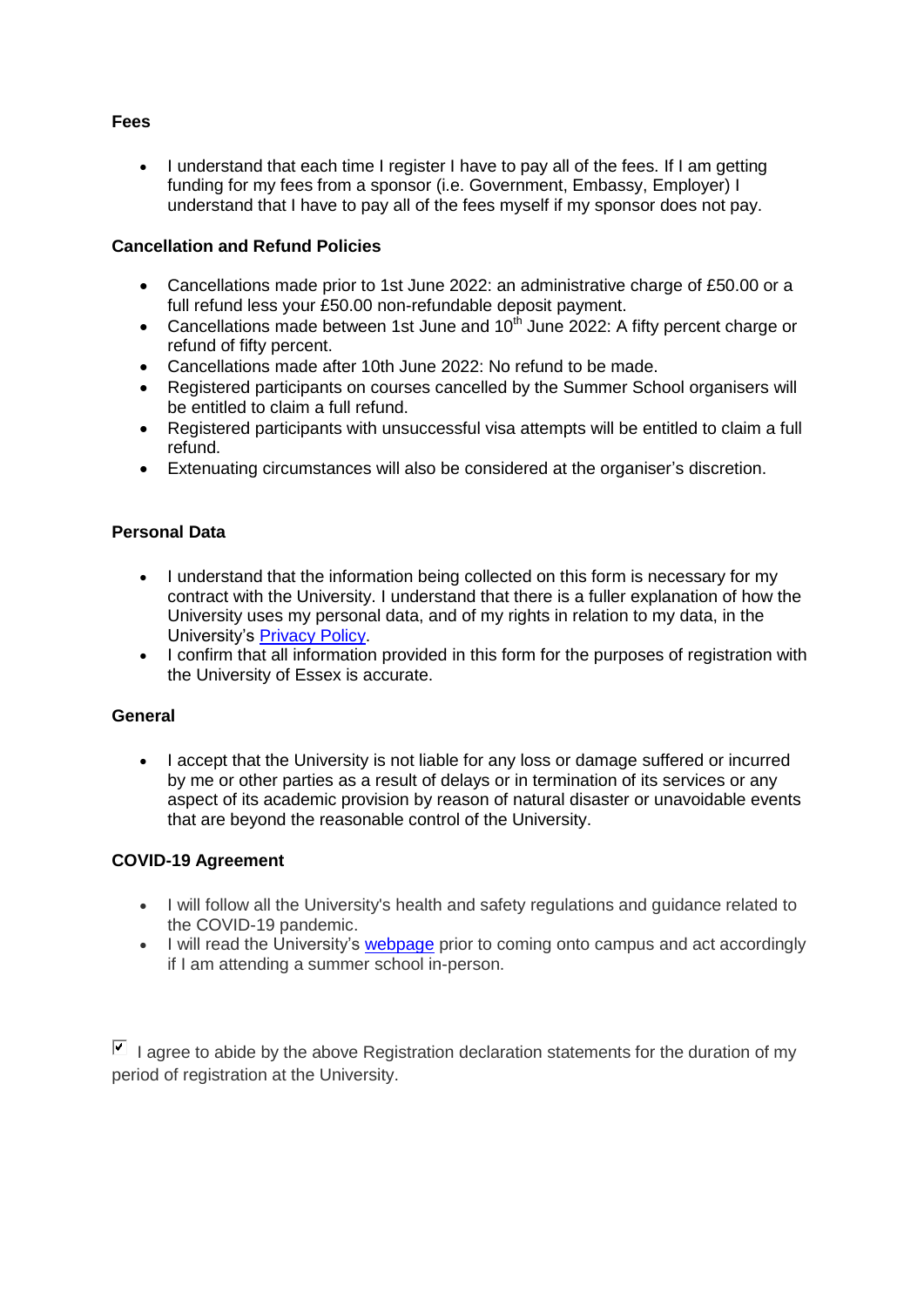**Fees**

- I understand that each time I register I have to pay all of the fees. If I am getting funding for my fees from a sponsor (i.e. Government, Embassy, Employer) I understand that I have to pay all of the fees myself if my sponsor does not pay.

**Cancellation and Refund Policies**

- Cancellations made prior to 1st June 2022: an administrative charge of £50.00 or a full refund less your £50.00 non-refundable deposit payment.
- Cancellations made between 1st June and 10th June 2022: A fifty percent charge or refund of fifty percent.
- Cancellations made after 10th June 2022: No refund to be made.
- Registered participants on courses cancelled by the Summer School organisers will be entitled to claim a full refund.
- Registered participants with unsuccessful visa attempts will be entitled to claim a full refund.
- Extenuating circumstances will also be considered at the organiser's discretion.

**Personal Data**

- I understand that the information being collected on this form is necessary for my contract with the University. I understand that there is a fuller explanation of how the University uses my personal data, and of my rights in relation to my data, in the University's Privacy Policy.
- I confirm that all information provided in this form for the purposes of registration with the University of Essex is accurate.

**General**

- I accept that the University is not liable for any loss or damage suffered or incurred by me or other parties as a result of delays or in termination of its services or any aspect of its academic provision by reason of natural disaster or unavoidable events that are beyond the reasonable control of the University.

**COVID-19 Agreement**

- I will follow all the University's health and safety regulations and guidance related to the COVID-19 pandemic.
- I will read the University's webpage prior to coming onto campus and act accordingly if I am attending a summer school in-person.

☑ I agree to abide by the above Registration declaration statements for the duration of my period of registration at the University.